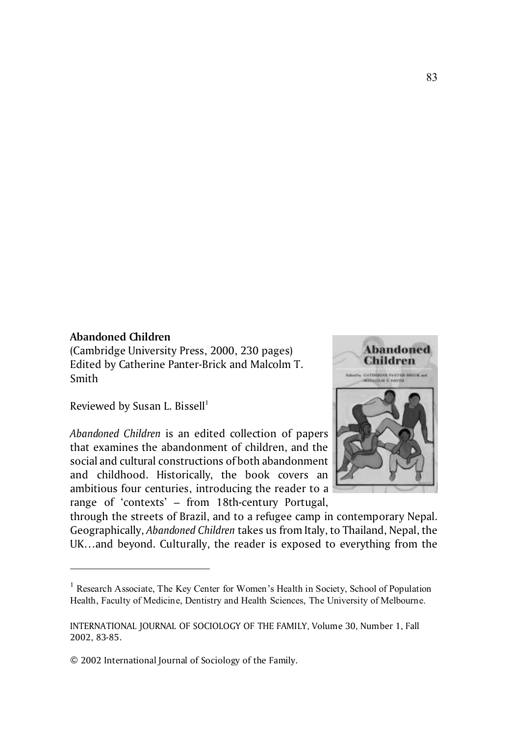**Abandoned Children**

(Cambridge University Press, 2000, 230 pages)
Edited by Catherine Panter-Brick and Malcolm T. Smith

Reviewed by Susan L. Bissell[1]

*Abandoned Children* is an edited collection of papers that examines the abandonment of children, and the social and cultural constructions of both abandonment and childhood. Historically, the book covers an ambitious four centuries, introducing the reader to a range of 'contexts' – from 18th-century Portugal, through the streets of Brazil, and to a refugee camp in contemporary Nepal. Geographically, *Abandoned Children* takes us from Italy, to Thailand, Nepal, the UK…and beyond. Culturally, the reader is exposed to everything from the

---

[1] Research Associate, The Key Center for Women's Health in Society, School of Population Health, Faculty of Medicine, Dentistry and Health Sciences, The University of Melbourne.

INTERNATIONAL JOURNAL OF SOCIOLOGY OF THE FAMILY, Volume 30, Number 1, Fall 2002, 83-85.

© 2002 International Journal of Sociology of the Family.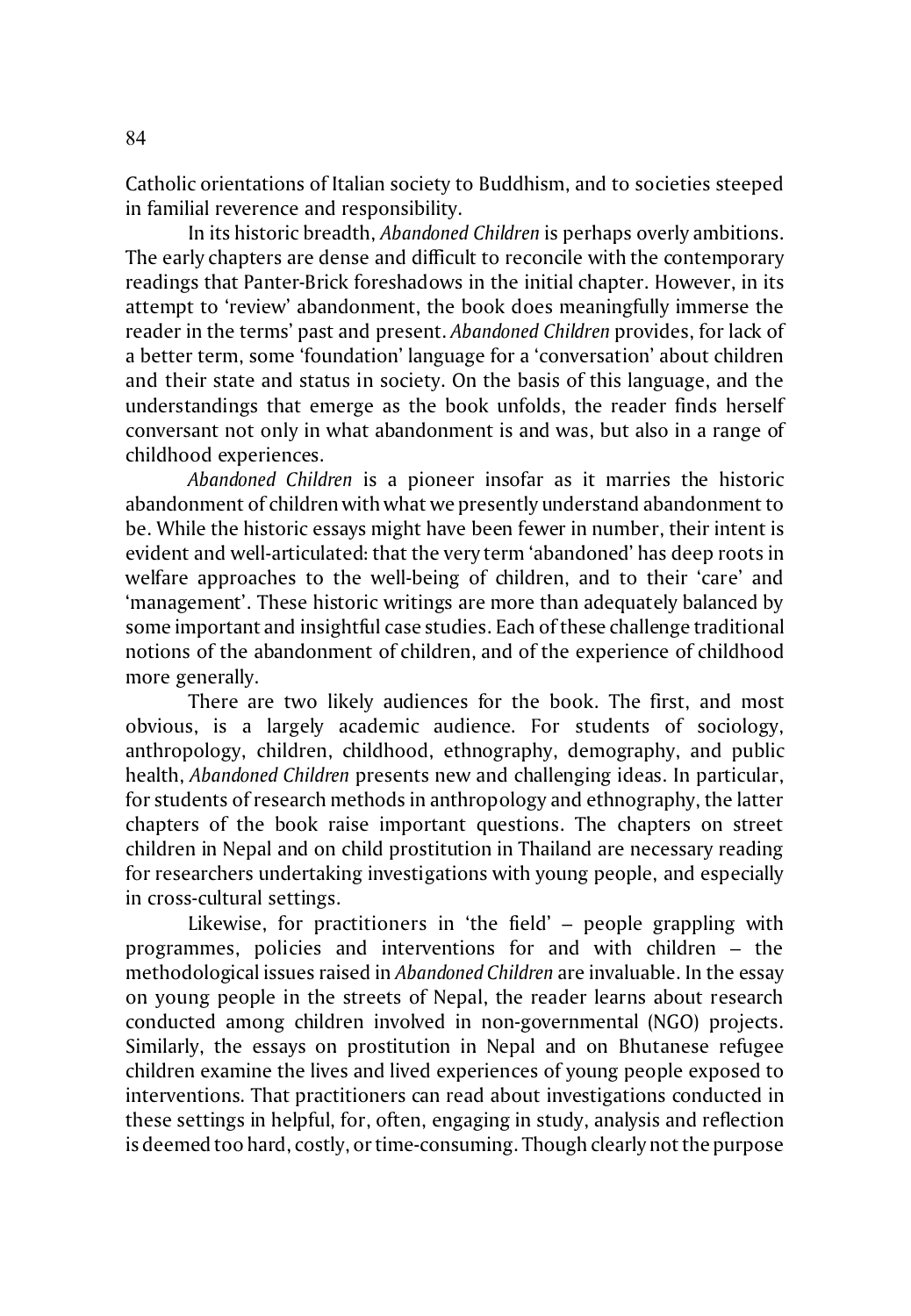Catholic orientations of Italian society to Buddhism, and to societies steeped in familial reverence and responsibility.

In its historic breadth, *Abandoned Children* is perhaps overly ambitions. The early chapters are dense and difficult to reconcile with the contemporary readings that Panter-Brick foreshadows in the initial chapter. However, in its attempt to 'review' abandonment, the book does meaningfully immerse the reader in the terms' past and present. *Abandoned Children* provides, for lack of a better term, some 'foundation' language for a 'conversation' about children and their state and status in society. On the basis of this language, and the understandings that emerge as the book unfolds, the reader finds herself conversant not only in what abandonment is and was, but also in a range of childhood experiences.

*Abandoned Children* is a pioneer insofar as it marries the historic abandonment of children with what we presently understand abandonment to be. While the historic essays might have been fewer in number, their intent is evident and well-articulated: that the very term 'abandoned' has deep roots in welfare approaches to the well-being of children, and to their 'care' and 'management'. These historic writings are more than adequately balanced by some important and insightful case studies. Each of these challenge traditional notions of the abandonment of children, and of the experience of childhood more generally.

There are two likely audiences for the book. The first, and most obvious, is a largely academic audience. For students of sociology, anthropology, children, childhood, ethnography, demography, and public health, *Abandoned Children* presents new and challenging ideas. In particular, for students of research methods in anthropology and ethnography, the latter chapters of the book raise important questions. The chapters on street children in Nepal and on child prostitution in Thailand are necessary reading for researchers undertaking investigations with young people, and especially in cross-cultural settings.

Likewise, for practitioners in 'the field' – people grappling with programmes, policies and interventions for and with children – the methodological issues raised in *Abandoned Children* are invaluable. In the essay on young people in the streets of Nepal, the reader learns about research conducted among children involved in non-governmental (NGO) projects. Similarly, the essays on prostitution in Nepal and on Bhutanese refugee children examine the lives and lived experiences of young people exposed to interventions. That practitioners can read about investigations conducted in these settings in helpful, for, often, engaging in study, analysis and reflection is deemed too hard, costly, or time-consuming. Though clearly not the purpose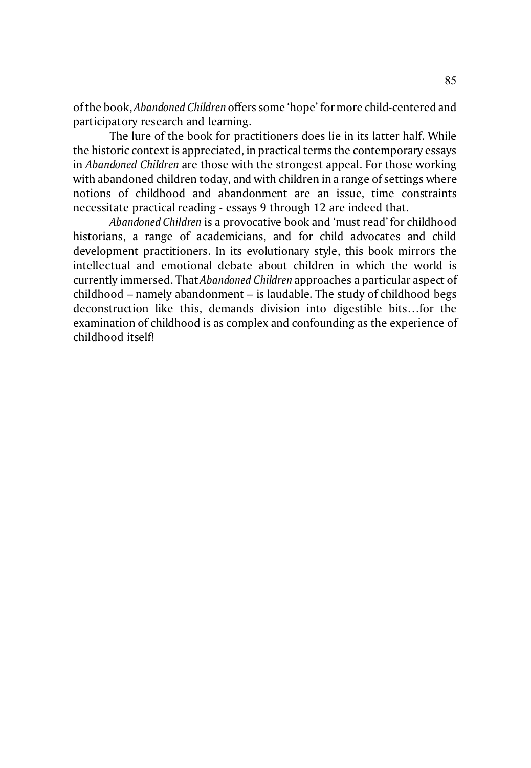of the book, *Abandoned Children* offers some 'hope' for more child-centered and participatory research and learning.

The lure of the book for practitioners does lie in its latter half. While the historic context is appreciated, in practical terms the contemporary essays in *Abandoned Children* are those with the strongest appeal. For those working with abandoned children today, and with children in a range of settings where notions of childhood and abandonment are an issue, time constraints necessitate practical reading - essays 9 through 12 are indeed that.

*Abandoned Children* is a provocative book and 'must read' for childhood historians, a range of academicians, and for child advocates and child development practitioners. In its evolutionary style, this book mirrors the intellectual and emotional debate about children in which the world is currently immersed. That *Abandoned Children* approaches a particular aspect of childhood – namely abandonment – is laudable. The study of childhood begs deconstruction like this, demands division into digestible bits…for the examination of childhood is as complex and confounding as the experience of childhood itself!